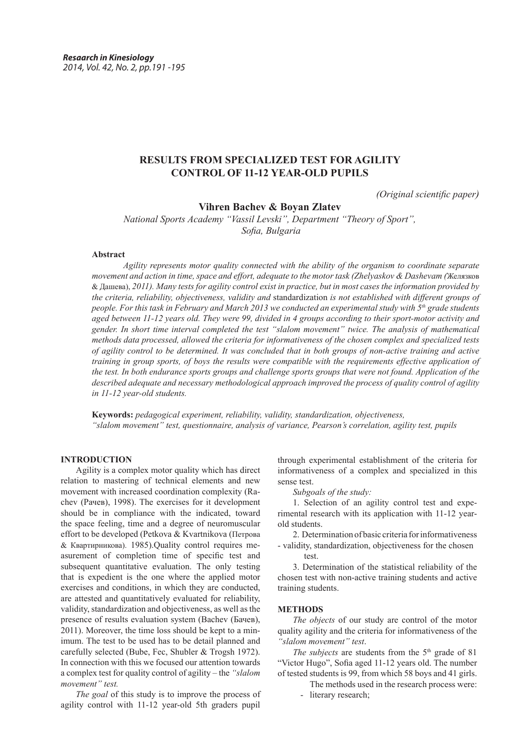# RESULTS FROM SPECIALIZED TEST FOR AGILITY CONTROL OF 11-12 YEAR-OLD PUPILS

*(Original scientific paper)*

**Vihren Bachev & Boyan Zlatev**

*National Sports Academy "Vassil Levski", Department "Theory of Sport", Sofia, Bulgaria*

### Abstract

*Agility represents motor quality connected with the ability of the organism to coordinate separate movement and action in time, space and effort, adequate to the motor task (Zhelyaskov & Dashevam (*Желязков & Дашева*), 2011). Many tests for agility control exist in practice, but in most cases the information provided by the criteria, reliability, objectiveness, validity and* standardization *is not established with different groups of people. For this task in February and March 2013 we conducted an experimental study with 5*[th] *grade students aged between 11-12 years old. They were 99, divided in 4 groups according to their sport-motor activity and gender. In short time interval completed the test "slalom movement" twice. The analysis of mathematical methods data processed, allowed the criteria for informativeness of the chosen complex and specialized tests of agility control to be determined. It was concluded that in both groups of non-active training and active training in group sports, of boys the results were compatible with the requirements effective application of the test. In both endurance sports groups and challenge sports groups that were not found. Application of the described adequate and necessary methodological approach improved the process of quality control of agility in 11-12 year-old students.*

**Keywords:** *pedagogical experiment, reliability, validity, standardization, objectiveness, "slalom movement" test, questionnaire, analysis of variance, Pearson's correlation, agility test, pupils*

## INTRODUCTION

Agility is a complex motor quality which has direct relation to mastering of technical elements and new movement with increased coordination complexity (Rachev (Рачев), 1998). The exercises for it development should be in compliance with the indicated, toward the space feeling, time and a degree of neuromuscular effort to be developed (Petkova & Kvartnikova (Петрова & Квартирникова). 1985).Quality control requires measurement of completion time of specific test and subsequent quantitative evaluation. The only testing that is expedient is the one where the applied motor exercises and conditions, in which they are conducted, are attested and quantitatively evaluated for reliability, validity, standardization and objectiveness, as well as the presence of results evaluation system (Bachev (Бачев), 2011). Moreover, the time loss should be kept to a minimum. The test to be used has to be detail planned and carefully selected (Bube, Fec, Shubler & Trogsh 1972). In connection with this we focused our attention towards a complex test for quality control of agility – the *"slalom movement" test.*

*The goal* of this study is to improve the process of agility control with 11-12 year-old 5th graders pupil through experimental establishment of the criteria for informativeness of a complex and specialized in this sense test.

*Subgoals of the study:*

1. Selection of an agility control test and experimental research with its application with 11-12 year-old students.
2. Determination of basic criteria for informativeness - validity, standardization, objectiveness for the chosen test.
3. Determination of the statistical reliability of the chosen test with non-active training students and active training students.

## METHODS

*The objects* of our study are control of the motor quality agility and the criteria for informativeness of the *"slalom movement" test*.

*The subjects* are students from the 5[th] grade of 81 "Victor Hugo", Sofia aged 11-12 years old. The number of tested students is 99, from which 58 boys and 41 girls.

The methods used in the research process were:

- literary research;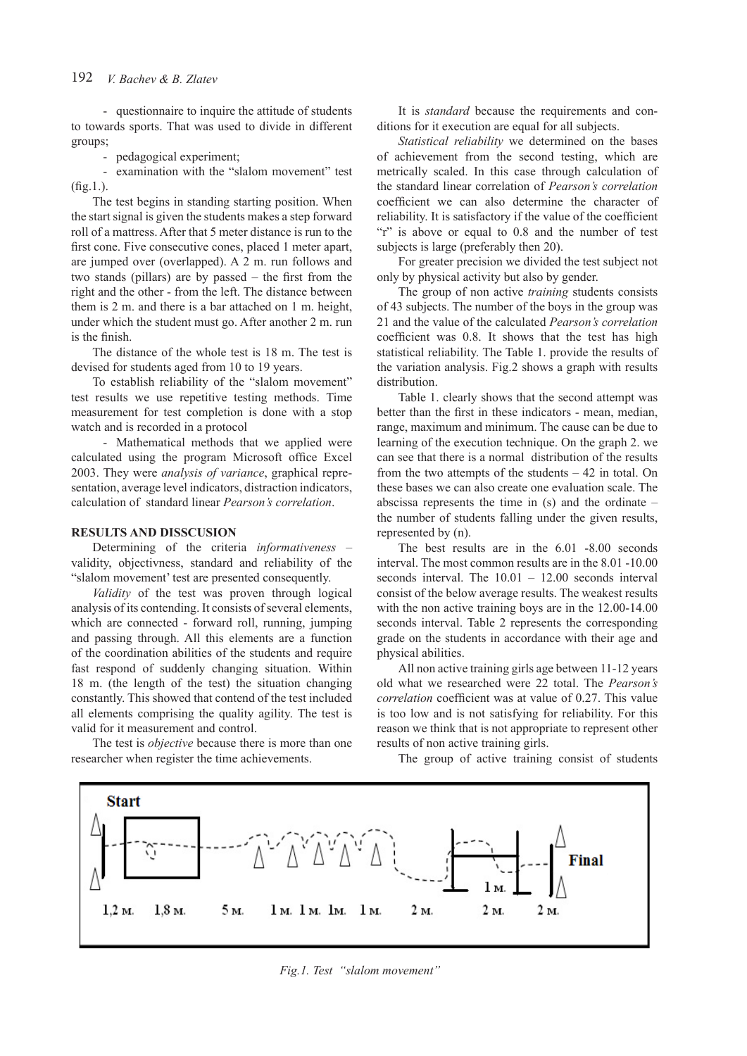- questionnaire to inquire the attitude of students to towards sports. That was used to divide in different groups;

- pedagogical experiment;

- examination with the "slalom movement" test (fig.1.).

The test begins in standing starting position. When the start signal is given the students makes a step forward roll of a mattress. After that 5 meter distance is run to the first cone. Five consecutive cones, placed 1 meter apart, are jumped over (overlapped). A 2 m. run follows and two stands (pillars) are by passed – the first from the right and the other - from the left. The distance between them is 2 m. and there is a bar attached on 1 m. height, under which the student must go. After another 2 m. run is the finish.

The distance of the whole test is 18 m. The test is devised for students aged from 10 to 19 years.

To establish reliability of the "slalom movement" test results we use repetitive testing methods. Time measurement for test completion is done with a stop watch and is recorded in a protocol

- Mathematical methods that we applied were calculated using the program Microsoft office Excel 2003. They were *analysis of variance*, graphical representation, average level indicators, distraction indicators, calculation of standard linear *Pearson's correlation*.

## RESULTS AND DISSCUSION

Determining of the criteria *informativeness* – validity, objectivness, standard and reliability of the "slalom movement' test are presented consequently.

*Validity* of the test was proven through logical analysis of its contending. It consists of several elements, which are connected - forward roll, running, jumping and passing through. All this elements are a function of the coordination abilities of the students and require fast respond of suddenly changing situation. Within 18 m. (the length of the test) the situation changing constantly. This showed that contend of the test included all elements comprising the quality agility. The test is valid for it measurement and control.

The test is *objective* because there is more than one researcher when register the time achievements.

It is *standard* because the requirements and conditions for it execution are equal for all subjects.

*Statistical reliability* we determined on the bases of achievement from the second testing, which are metrically scaled. In this case through calculation of the standard linear correlation of *Pearson's correlation* coefficient we can also determine the character of reliability. It is satisfactory if the value of the coefficient "r" is above or equal to 0.8 and the number of test subjects is large (preferably then 20).

For greater precision we divided the test subject not only by physical activity but also by gender.

The group of non active *training* students consists of 43 subjects. The number of the boys in the group was 21 and the value of the calculated *Pearson's correlation* coefficient was 0.8. It shows that the test has high statistical reliability. The Table 1. provide the results of the variation analysis. Fig.2 shows a graph with results distribution.

Table 1. clearly shows that the second attempt was better than the first in these indicators - mean, median, range, maximum and minimum. The cause can be due to learning of the execution technique. On the graph 2. we can see that there is a normal distribution of the results from the two attempts of the students – 42 in total. On these bases we can also create one evaluation scale. The abscissa represents the time in (s) and the ordinate – the number of students falling under the given results, represented by (n).

The best results are in the 6.01 -8.00 seconds interval. The most common results are in the 8.01 -10.00 seconds interval. The 10.01 – 12.00 seconds interval consist of the below average results. The weakest results with the non active training boys are in the 12.00-14.00 seconds interval. Table 2 represents the corresponding grade on the students in accordance with their age and physical abilities.

All non active training girls age between 11-12 years old what we researched were 22 total. The *Pearson's correlation* coefficient was at value of 0.27. This value is too low and is not satisfying for reliability. For this reason we think that is not appropriate to represent other results of non active training girls.

The group of active training consist of students

Start

Final

1,2 м. 1,8 м. 5 м. 1 м. 1 м. 1м. 1 м. 2 м. 1 м. 2 м. 2 м.

*Fig.1. Test "slalom movement"*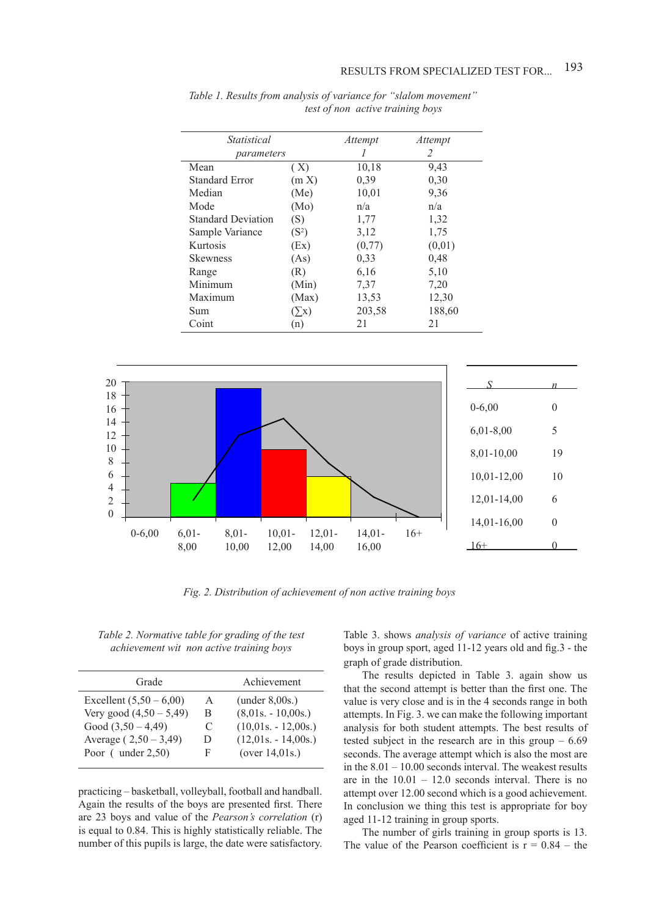*Table 1. Results from analysis of variance for "slalom movement" test of non active training boys*

| Statistical parameters | | Attempt 1 | Attempt 2 |
|---|---|---|---|
| Mean | ( X) | 10,18 | 9,43 |
| Standard Error | (m X) | 0,39 | 0,30 |
| Median | (Me) | 10,01 | 9,36 |
| Mode | (Mo) | n/a | n/a |
| Standard Deviation | (S) | 1,77 | 1,32 |
| Sample Variance | ($S^2$) | 3,12 | 1,75 |
| Kurtosis | (Ex) | (0,77) | (0,01) |
| Skewness | (As) | 0,33 | 0,48 |
| Range | (R) | 6,16 | 5,10 |
| Minimum | (Min) | 7,37 | 7,20 |
| Maximum | (Max) | 13,53 | 12,30 |
| Sum | (∑x) | 203,58 | 188,60 |
| Coint | (n) | 21 | 21 |

| S | n |
|---|---|
| 0-6,00 | 0 |
| 6,01-8,00 | 5 |
| 8,01-10,00 | 19 |
| 10,01-12,00 | 10 |
| 12,01-14,00 | 6 |
| 14,01-16,00 | 0 |
| 16+ | 0 |

*Fig. 2. Distribution of achievement of non active training boys*

*Table 2. Normative table for grading of the test achievement wit non active training boys*

| Grade | | Achievement |
|---|---|---|
| Excellent (5,50 – 6,00) | A | (under 8,00s.) |
| Very good (4,50 – 5,49) | B | (8,01s. - 10,00s.) |
| Good (3,50 – 4,49) | C | (10,01s. - 12,00s.) |
| Average ( 2,50 – 3,49) | D | (12,01s. - 14,00s.) |
| Poor ( under 2,50) | F | (over 14,01s.) |

Table 3. shows *analysis of variance* of active training boys in group sport, aged 11-12 years old and fig.3 - the graph of grade distribution.

The results depicted in Table 3. again show us that the second attempt is better than the first one. The value is very close and is in the 4 seconds range in both attempts. In Fig. 3. we can make the following important analysis for both student attempts. The best results of tested subject in the research are in this group – 6.69 seconds. The average attempt which is also the most are in the 8.01 – 10.00 seconds interval. The weakest results are in the 10.01 – 12.0 seconds interval. There is no attempt over 12.00 second which is a good achievement. In conclusion we thing this test is appropriate for boy aged 11-12 training in group sports.

The number of girls training in group sports is 13. The value of the Pearson coefficient is r = 0.84 – the

practicing – basketball, volleyball, football and handball. Again the results of the boys are presented first. There are 23 boys and value of the *Pearson's correlation* (r) is equal to 0.84. This is highly statistically reliable. The number of this pupils is large, the date were satisfactory.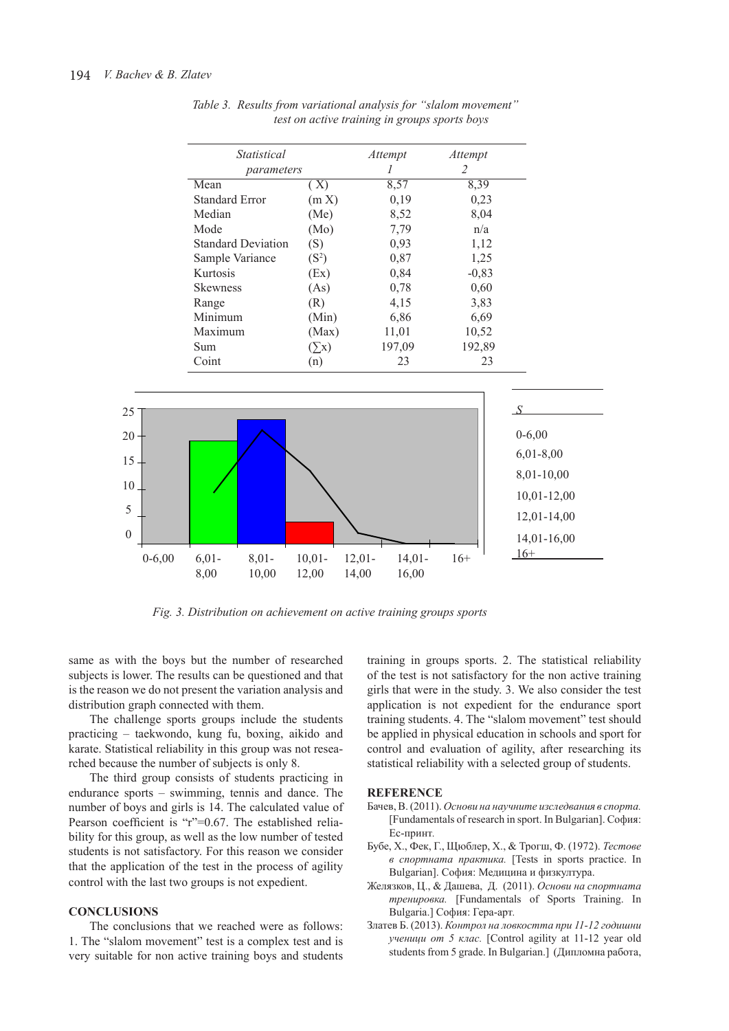*Table 3. Results from variational analysis for "slalom movement" test on active training in groups sports boys*

| Statistical parameters | | Attempt 1 | Attempt 2 |
|---|---|---|---|
| Mean | ( X) | 8,57 | 8,39 |
| Standard Error | (m X) | 0,19 | 0,23 |
| Median | (Me) | 8,52 | 8,04 |
| Mode | (Mo) | 7,79 | n/a |
| Standard Deviation | (S) | 0,93 | 1,12 |
| Sample Variance | ($S^2$) | 0,87 | 1,25 |
| Kurtosis | (Ex) | 0,84 | -0,83 |
| Skewness | (As) | 0,78 | 0,60 |
| Range | (R) | 4,15 | 3,83 |
| Minimum | (Min) | 6,86 | 6,69 |
| Maximum | (Max) | 11,01 | 10,52 |
| Sum | (∑x) | 197,09 | 192,89 |
| Coint | (n) | 23 | 23 |

*Fig. 3. Distribution on achievement on active training groups sports*

same as with the boys but the number of researched subjects is lower. The results can be questioned and that is the reason we do not present the variation analysis and distribution graph connected with them.

The challenge sports groups include the students practicing – taekwondo, kung fu, boxing, aikido and karate. Statistical reliability in this group was not researched because the number of subjects is only 8.

The third group consists of students practicing in endurance sports – swimming, tennis and dance. The number of boys and girls is 14. The calculated value of Pearson coefficient is "r"=0.67. The established reliability for this group, as well as the low number of tested students is not satisfactory. For this reason we consider that the application of the test in the process of agility control with the last two groups is not expedient.

## CONCLUSIONS

The conclusions that we reached were as follows: 1. The "slalom movement" test is a complex test and is very suitable for non active training boys and students training in groups sports. 2. The statistical reliability of the test is not satisfactory for the non active training girls that were in the study. 3. We also consider the test application is not expedient for the endurance sport training students. 4. The "slalom movement" test should be applied in physical education in schools and sport for control and evaluation of agility, after researching its statistical reliability with a selected group of students.

## REFERENCE

Бачев, В. (2011). *Основи на научните изследвания в спорта.* [Fundamentals of research in sport. In Bulgarian]. София: Ес-принт.

Бубе, Х., Фек, Г., Щюблер, Х., & Трогш, Ф. (1972). *Тестове в спортната практика.* [Tests in sports practice. In Bulgarian]. София: Медицина и физкултура.

Желязков, Ц., & Дашева, Д. (2011). *Основи на спортната тренировка.* [Fundamentals of Sports Training. In Bulgarian.] София: Гера-арт.

Златев Б. (2013). *Контрол на ловкостта при 11-12 годишни ученици от 5 клас.* [Control agility at 11-12 year old students from 5 grade. In Bulgarian.] (Дипломна работа,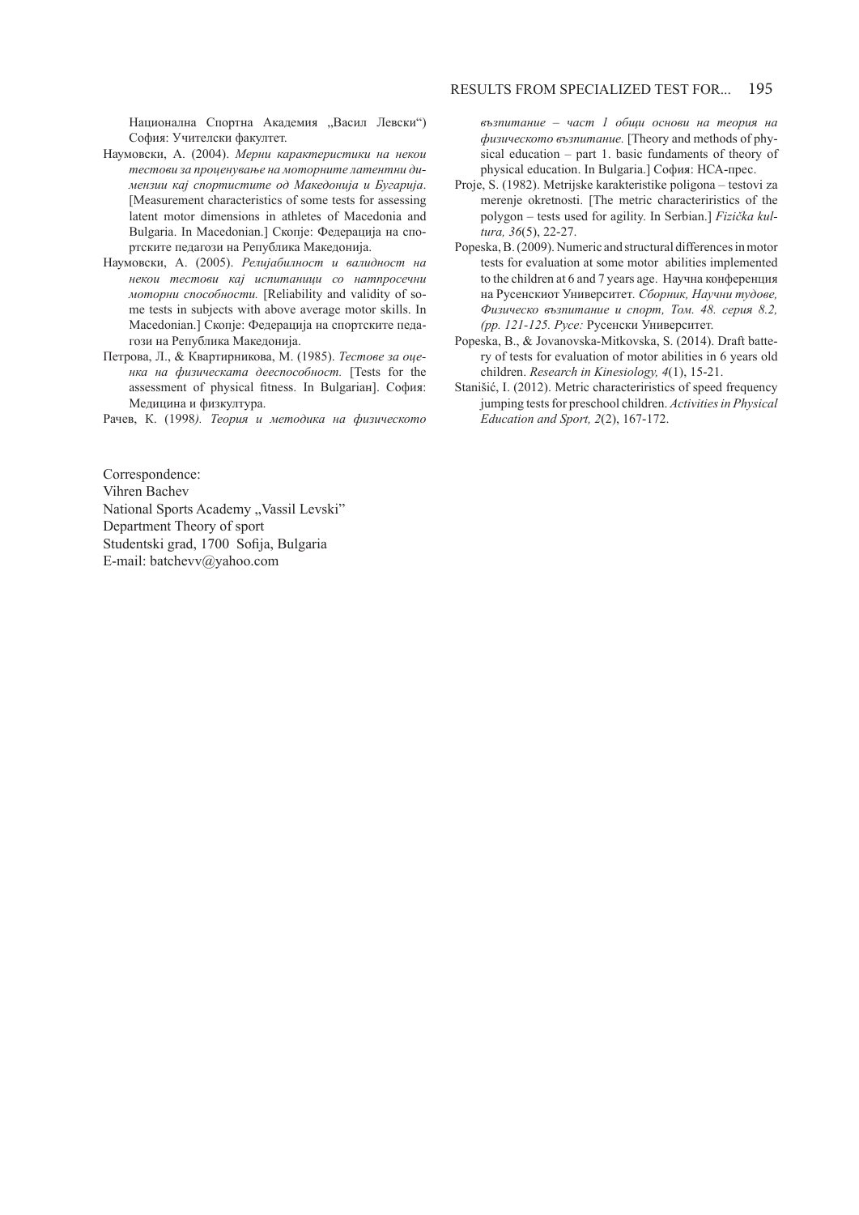Национална Спортна Академия „Васил Левски") София: Учителски факултет.

Наумовски, А. (2004). *Мерни карактеристики на некои тестови за проценување на моторните латентни димензии кај спортистите од Македонија и Бугарија*. [Measurement characteristics of some tests for assessing latent motor dimensions in athletes of Macedonia and Bulgaria. In Macedonian.] Скопје: Федерација на спортските педагози на Република Македонија.

Наумовски, А. (2005). *Релијабилност и валидност на некои тестови кај испитаници со натпросечни моторни способности.* [Reliability and validity of some tests in subjects with above average motor skills. In Macedonian.] Скопје: Федерација на спортските педагози на Република Македонија.

Петрова, Л., & Квартирникова, М. (1985). *Тестове за оценка на физическата дееспособност.* [Tests for the assessment of physical fitness. In Bulgarian]. София: Медицина и физкултура.

Рачев, К. (1998*). Теория и методика на физическото възпитание – част 1 общи основи на теория на физическото възпитание.* [Theory and methods of physical education – part 1. basic fundaments of theory of physical education. In Bulgaria.] София: НСА-прес.

Proje, S. (1982). Metrijske karakteristike poligona – testovi za merenje okretnosti. [The metric characteriristics of the polygon – tests used for agility. In Serbian.] *Fizička kultura, 36*(5), 22-27.

Popeska, B. (2009). Numeric and structural differences in motor tests for evaluation at some motor abilities implemented to the children at 6 and 7 years age. Научна конференция на Русенскиот Университет. *Сборник, Научни тудове, Физическо възпитание и спорт, Том. 48. серия 8.2, (pp. 121-125. Русе:* Русенски Университет.

Popeska, B., & Jovanovska-Mitkovska, S. (2014). Draft battery of tests for evaluation of motor abilities in 6 years old children. *Research in Kinesiology, 4*(1), 15-21.

Stanišić, I. (2012). Metric characteriristics of speed frequency jumping tests for preschool children. *Activities in Physical Education and Sport, 2*(2), 167-172.

Correspondence:
Vihren Bachev
National Sports Academy „Vassil Levski"
Department Theory of sport
Studentski grad, 1700 Sofija, Bulgaria
E-mail: batchevv@yahoo.com